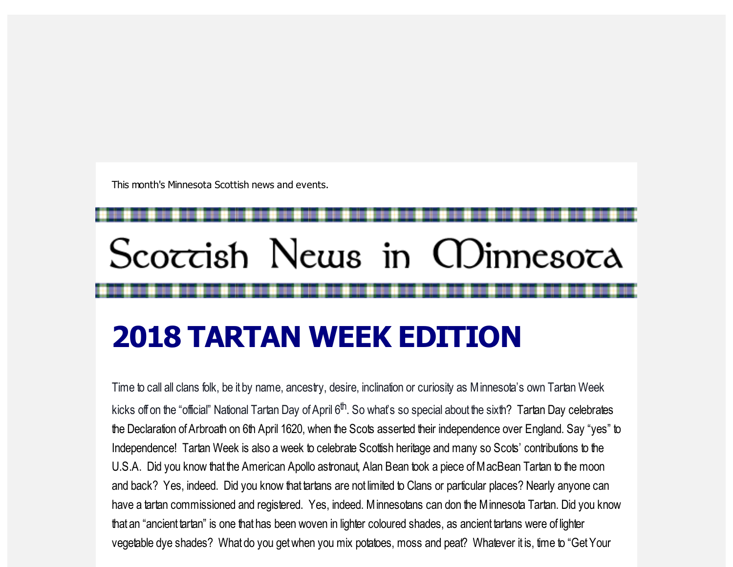This month's Minnesota Scottish news and events.

# Scottish News in Minnesota

## 2018 TARTAN WEEK EDITION

Time to call all clans folk, be it by name, ancestry, desire, inclination or curiosity as Minnesota's own Tartan Week kicks off on the "official" National Tartan Day of April 6th. So what's so special about the sixth? Tartan Day celebrates the Declaration of Arbroath on 6th April 1620, when the Scots asserted their independence over England. Say "yes" to Independence! Tartan Week is also a week to celebrate Scottish heritage and many so Scots' contributions to the U.S.A. Did you know that the American Apollo astronaut, Alan Bean took a piece of MacBean Tartan to the moon and back? Yes, indeed. Did you know that tartans are not limited to Clans or particular places? Nearly anyone can have a tartan commissioned and registered. Yes, indeed. Minnesotans can don the Minnesota Tartan. Did you know that an "ancient tartan" is one that has been woven in lighter coloured shades, as ancient tartans were of lighter vegetable dye shades? What do you get when you mix potatoes, moss and peat? Whatever it is, time to "Get Your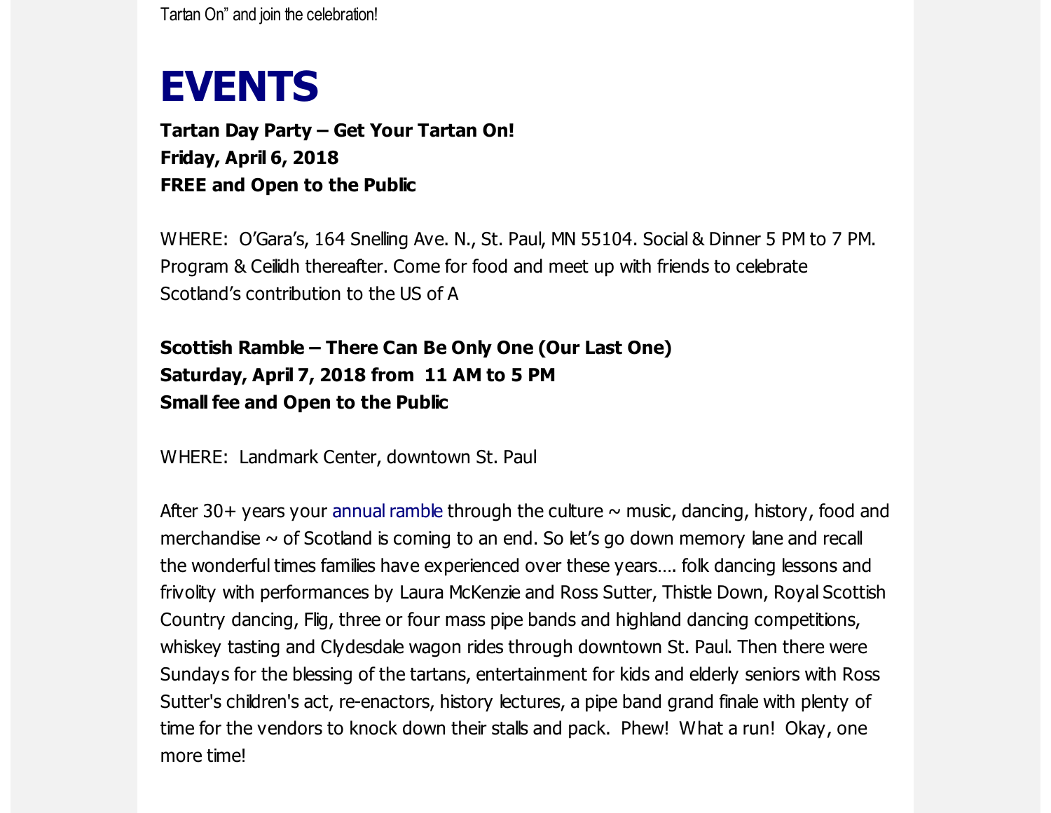Tartan On" and join the celebration!

# EVENTS

**Tartan Day Party – Get Your Tartan On!**
**Friday, April 6, 2018**
**FREE and Open to the Public**

WHERE: O'Gara's, 164 Snelling Ave. N., St. Paul, MN 55104. Social & Dinner 5 PM to 7 PM. Program & Ceilidh thereafter. Come for food and meet up with friends to celebrate Scotland's contribution to the US of A

**Scottish Ramble – There Can Be Only One (Our Last One)**
**Saturday, April 7, 2018 from 11 AM to 5 PM**
**Small fee and Open to the Public**

WHERE: Landmark Center, downtown St. Paul

After 30+ years your annual ramble through the culture ~ music, dancing, history, food and merchandise ~ of Scotland is coming to an end. So let's go down memory lane and recall the wonderful times families have experienced over these years…. folk dancing lessons and frivolity with performances by Laura McKenzie and Ross Sutter, Thistle Down, Royal Scottish Country dancing, Flig, three or four mass pipe bands and highland dancing competitions, whiskey tasting and Clydesdale wagon rides through downtown St. Paul. Then there were Sundays for the blessing of the tartans, entertainment for kids and elderly seniors with Ross Sutter's children's act, re-enactors, history lectures, a pipe band grand finale with plenty of time for the vendors to knock down their stalls and pack. Phew! What a run! Okay, one more time!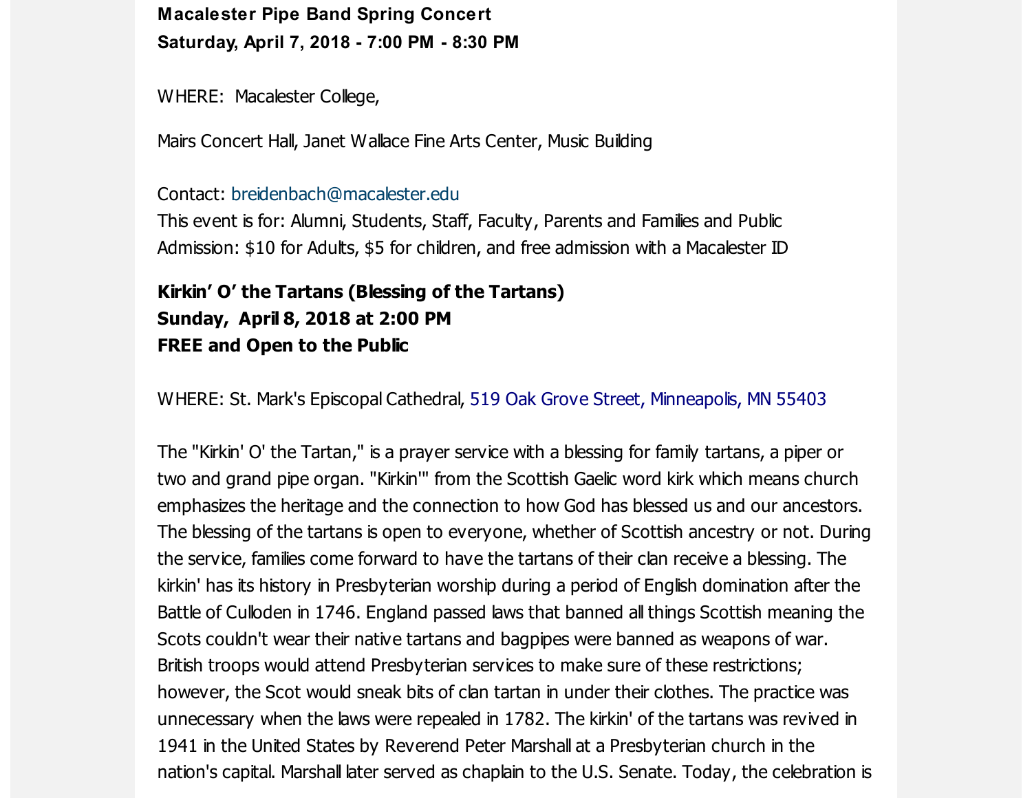**Macalester Pipe Band Spring Concert**
**Saturday, April 7, 2018 - 7:00 PM - 8:30 PM**

WHERE: Macalester College,

Mairs Concert Hall, Janet Wallace Fine Arts Center, Music Building

Contact: breidenbach@macalester.edu
This event is for: Alumni, Students, Staff, Faculty, Parents and Families and Public
Admission: $10 for Adults, $5 for children, and free admission with a Macalester ID

**Kirkin' O' the Tartans (Blessing of the Tartans)**
**Sunday, April 8, 2018 at 2:00 PM**
**FREE and Open to the Public**

WHERE: St. Mark's Episcopal Cathedral, 519 Oak Grove Street, Minneapolis, MN 55403

The "Kirkin' O' the Tartan," is a prayer service with a blessing for family tartans, a piper or two and grand pipe organ. "Kirkin'" from the Scottish Gaelic word kirk which means church emphasizes the heritage and the connection to how God has blessed us and our ancestors. The blessing of the tartans is open to everyone, whether of Scottish ancestry or not. During the service, families come forward to have the tartans of their clan receive a blessing. The kirkin' has its history in Presbyterian worship during a period of English domination after the Battle of Culloden in 1746. England passed laws that banned all things Scottish meaning the Scots couldn't wear their native tartans and bagpipes were banned as weapons of war. British troops would attend Presbyterian services to make sure of these restrictions; however, the Scot would sneak bits of clan tartan in under their clothes. The practice was unnecessary when the laws were repealed in 1782. The kirkin' of the tartans was revived in 1941 in the United States by Reverend Peter Marshall at a Presbyterian church in the nation's capital. Marshall later served as chaplain to the U.S. Senate. Today, the celebration is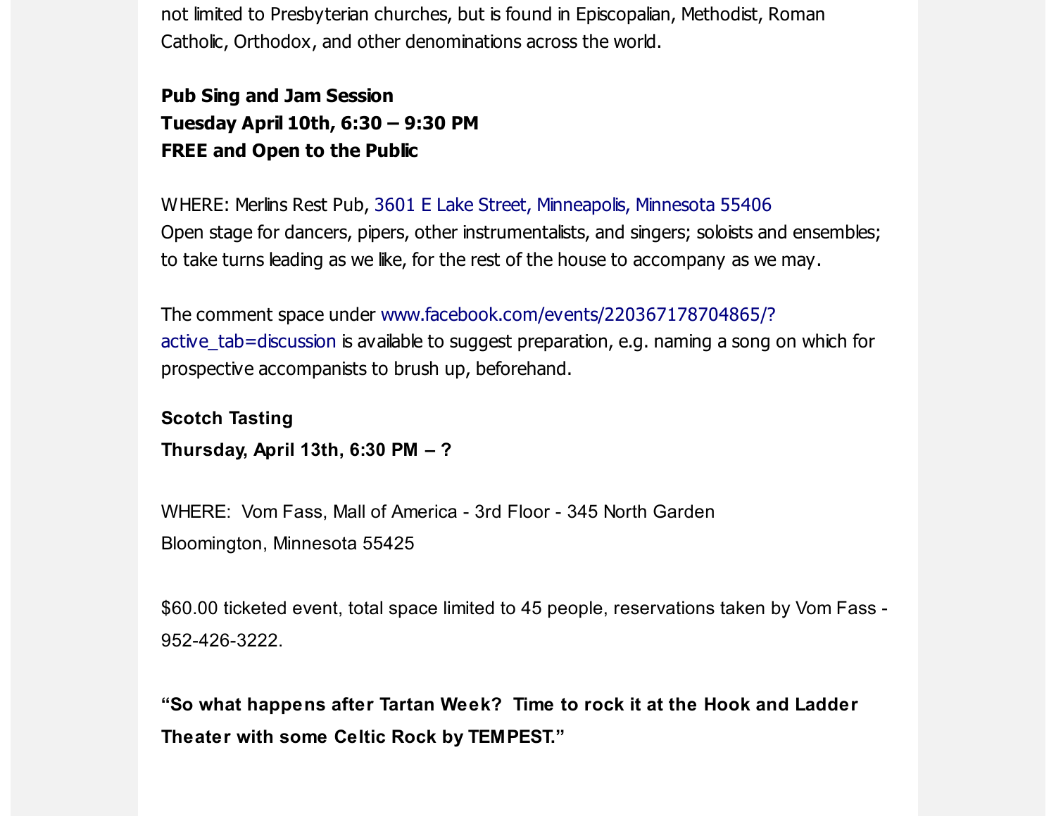not limited to Presbyterian churches, but is found in Episcopalian, Methodist, Roman Catholic, Orthodox, and other denominations across the world.

**Pub Sing and Jam Session**
**Tuesday April 10th, 6:30 – 9:30 PM**
**FREE and Open to the Public**

WHERE: Merlins Rest Pub, 3601 E Lake Street, Minneapolis, Minnesota 55406
Open stage for dancers, pipers, other instrumentalists, and singers; soloists and ensembles; to take turns leading as we like, for the rest of the house to accompany as we may.

The comment space under www.facebook.com/events/220367178704865/?active_tab=discussion is available to suggest preparation, e.g. naming a song on which for prospective accompanists to brush up, beforehand.

**Scotch Tasting**
**Thursday, April 13th, 6:30 PM – ?**

WHERE: Vom Fass, Mall of America - 3rd Floor - 345 North Garden
Bloomington, Minnesota 55425

$60.00 ticketed event, total space limited to 45 people, reservations taken by Vom Fass - 952-426-3222.

**"So what happens after Tartan Week? Time to rock it at the Hook and Ladder Theater with some Celtic Rock by TEMPEST."**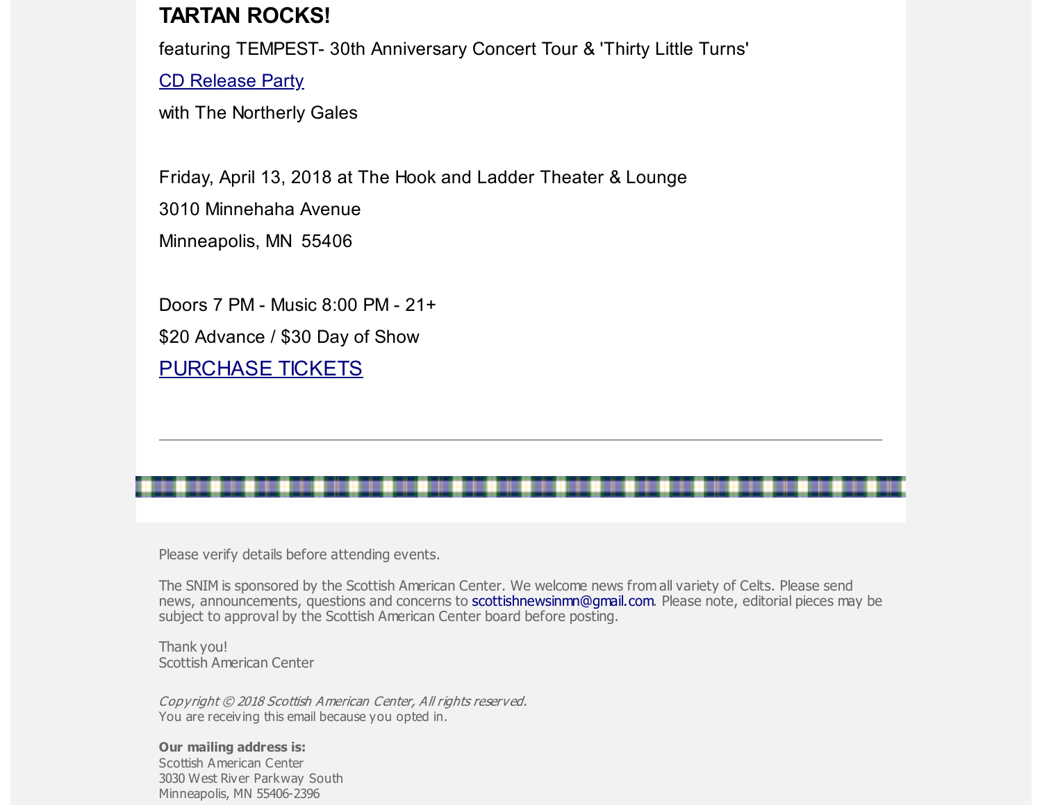**TARTAN ROCKS!**

featuring TEMPEST- 30th Anniversary Concert Tour & 'Thirty Little Turns'

CD Release Party

with The Northerly Gales

Friday, April 13, 2018 at The Hook and Ladder Theater & Lounge

3010 Minnehaha Avenue

Minneapolis, MN 55406

Doors 7 PM - Music 8:00 PM - 21+

$20 Advance / $30 Day of Show

PURCHASE TICKETS

---

Please verify details before attending events.

The SNIM is sponsored by the Scottish American Center. We welcome news from all variety of Celts. Please send news, announcements, questions and concerns to scottishnewsinmn@gmail.com. Please note, editorial pieces may be subject to approval by the Scottish American Center board before posting.

Thank you!
Scottish American Center

*Copyright © 2018 Scottish American Center, All rights reserved.*
You are receiving this email because you opted in.

**Our mailing address is:**
Scottish American Center
3030 West River Parkway South
Minneapolis, MN 55406-2396